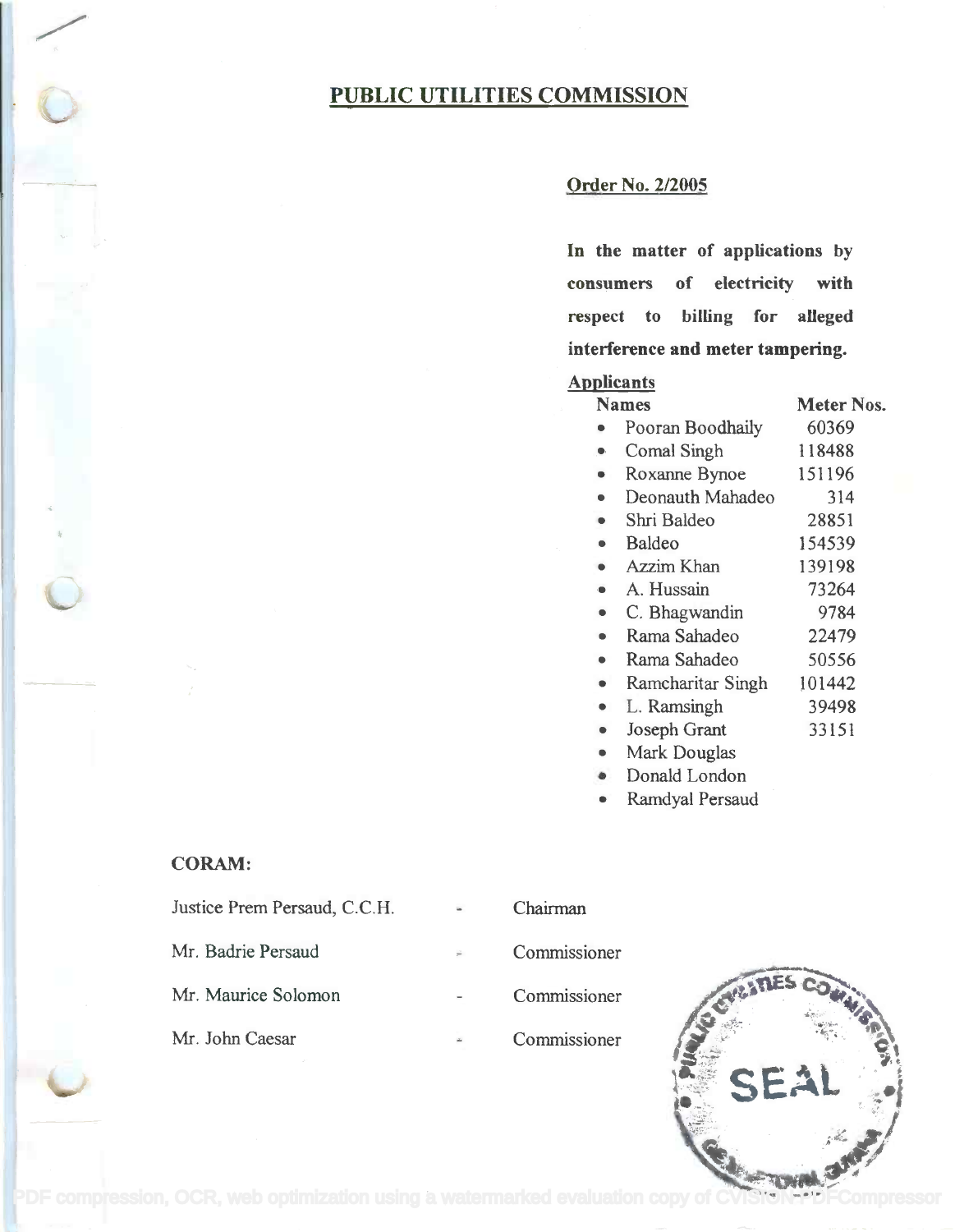# PUBLIC UTILITIES COMMISSION

## Order No. 2/2005

**In the matter of applications by consumers of electricity with respect to billing for alleged interference and meter tampering.**

**Applicants**

| Names | Meter Nos. |
| --- | --- |
| Pooran Boodhaily | 60369 |
| Comal Singh | 118488 |
| Roxanne Bynoe | 151196 |
| Deonauth Mahadeo | 314 |
| Shri Baldeo | 28851 |
| Baldeo | 154539 |
| Azzim Khan | 139198 |
| A. Hussain | 73264 |
| C. Bhagwandin | 9784 |
| Rama Sahadeo | 22479 |
| Rama Sahadeo | 50556 |
| Ramcharitar Singh | 101442 |
| L. Ramsingh | 39498 |
| Joseph Grant | 33151 |
| Mark Douglas | |
| Donald London | |
| Ramdyal Persaud | |

**CORAM:**

Justice Prem Persaud, C.C.H. - Chairman

Mr. Badrie Persaud - Commissioner

Mr. Maurice Solomon - Commissioner

Mr. John Caesar - Commissioner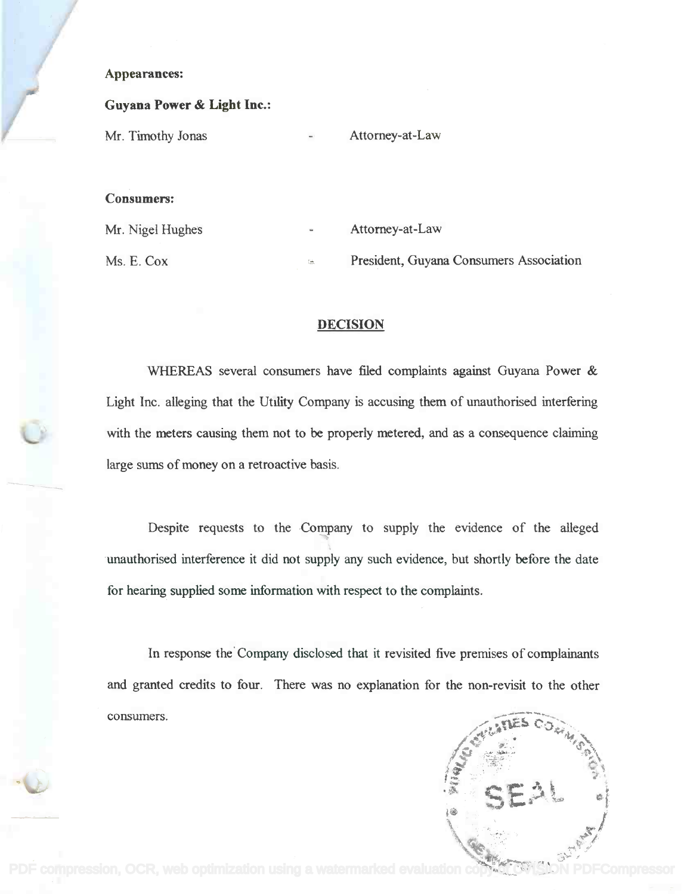**Appearances:**

**Guyana Power & Light Inc.:**

| | | |
|---|---|---|
| Mr. Timothy Jonas | - | Attorney-at-Law |

**Consumers:**

| | | |
|---|---|---|
| Mr. Nigel Hughes | - | Attorney-at-Law |
| Ms. E. Cox | - | President, Guyana Consumers Association |

## DECISION

WHEREAS several consumers have filed complaints against Guyana Power & Light Inc. alleging that the Utility Company is accusing them of unauthorised interfering with the meters causing them not to be properly metered, and as a consequence claiming large sums of money on a retroactive basis.

Despite requests to the Company to supply the evidence of the alleged unauthorised interference it did not supply any such evidence, but shortly before the date for hearing supplied some information with respect to the complaints.

In response the Company disclosed that it revisited five premises of complainants and granted credits to four. There was no explanation for the non-revisit to the other consumers.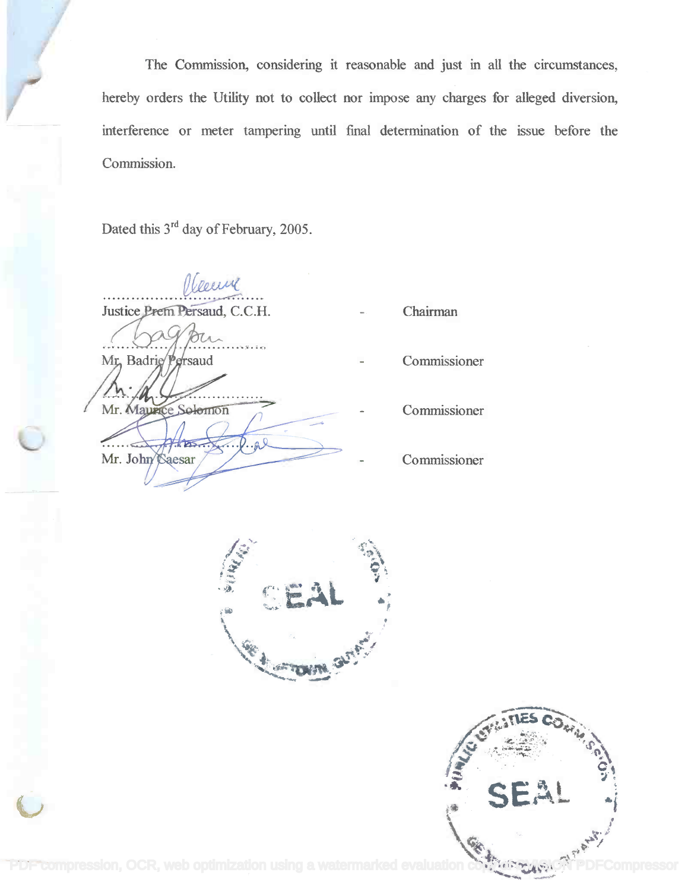The Commission, considering it reasonable and just in all the circumstances, hereby orders the Utility not to collect nor impose any charges for alleged diversion, interference or meter tampering until final determination of the issue before the Commission.

Dated this 3rd day of February, 2005.

| | | |
|---|---|---|
| Justice Prem Persaud, C.C.H. | - | Chairman |
| Mr. Badrie Persaud | - | Commissioner |
| Mr. Maurice Solomon | - | Commissioner |
| Mr. John Caesar | - | Commissioner |